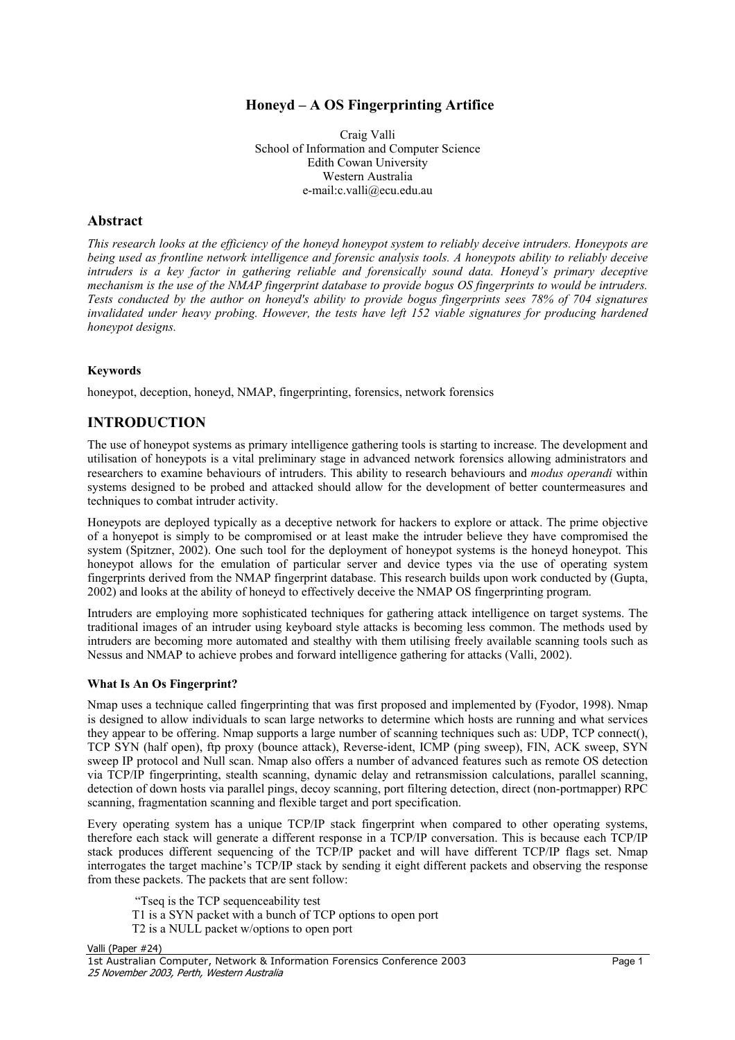# Honeyd – A OS Fingerprinting Artifice

Craig Valli
School of Information and Computer Science
Edith Cowan University
Western Australia
e-mail:c.valli@ecu.edu.au

## Abstract

*This research looks at the efficiency of the honeyd honeypot system to reliably deceive intruders. Honeypots are being used as frontline network intelligence and forensic analysis tools. A honeypots ability to reliably deceive intruders is a key factor in gathering reliable and forensically sound data. Honeyd's primary deceptive mechanism is the use of the NMAP fingerprint database to provide bogus OS fingerprints to would be intruders. Tests conducted by the author on honeyd's ability to provide bogus fingerprints sees 78% of 704 signatures invalidated under heavy probing. However, the tests have left 152 viable signatures for producing hardened honeypot designs.*

#### Keywords

honeypot, deception, honeyd, NMAP, fingerprinting, forensics, network forensics

## INTRODUCTION

The use of honeypot systems as primary intelligence gathering tools is starting to increase. The development and utilisation of honeypots is a vital preliminary stage in advanced network forensics allowing administrators and researchers to examine behaviours of intruders. This ability to research behaviours and *modus operandi* within systems designed to be probed and attacked should allow for the development of better countermeasures and techniques to combat intruder activity.

Honeypots are deployed typically as a deceptive network for hackers to explore or attack. The prime objective of a honyepot is simply to be compromised or at least make the intruder believe they have compromised the system (Spitzner, 2002). One such tool for the deployment of honeypot systems is the honeyd honeypot. This honeypot allows for the emulation of particular server and device types via the use of operating system fingerprints derived from the NMAP fingerprint database. This research builds upon work conducted by (Gupta, 2002) and looks at the ability of honeyd to effectively deceive the NMAP OS fingerprinting program.

Intruders are employing more sophisticated techniques for gathering attack intelligence on target systems. The traditional images of an intruder using keyboard style attacks is becoming less common. The methods used by intruders are becoming more automated and stealthy with them utilising freely available scanning tools such as Nessus and NMAP to achieve probes and forward intelligence gathering for attacks (Valli, 2002).

#### What Is An Os Fingerprint?

Nmap uses a technique called fingerprinting that was first proposed and implemented by (Fyodor, 1998). Nmap is designed to allow individuals to scan large networks to determine which hosts are running and what services they appear to be offering. Nmap supports a large number of scanning techniques such as: UDP, TCP connect(), TCP SYN (half open), ftp proxy (bounce attack), Reverse-ident, ICMP (ping sweep), FIN, ACK sweep, SYN sweep IP protocol and Null scan. Nmap also offers a number of advanced features such as remote OS detection via TCP/IP fingerprinting, stealth scanning, dynamic delay and retransmission calculations, parallel scanning, detection of down hosts via parallel pings, decoy scanning, port filtering detection, direct (non-portmapper) RPC scanning, fragmentation scanning and flexible target and port specification.

Every operating system has a unique TCP/IP stack fingerprint when compared to other operating systems, therefore each stack will generate a different response in a TCP/IP conversation. This is because each TCP/IP stack produces different sequencing of the TCP/IP packet and will have different TCP/IP flags set. Nmap interrogates the target machine's TCP/IP stack by sending it eight different packets and observing the response from these packets. The packets that are sent follow:

> "Tseq is the TCP sequenceability test
> T1 is a SYN packet with a bunch of TCP options to open port
> T2 is a NULL packet w/options to open port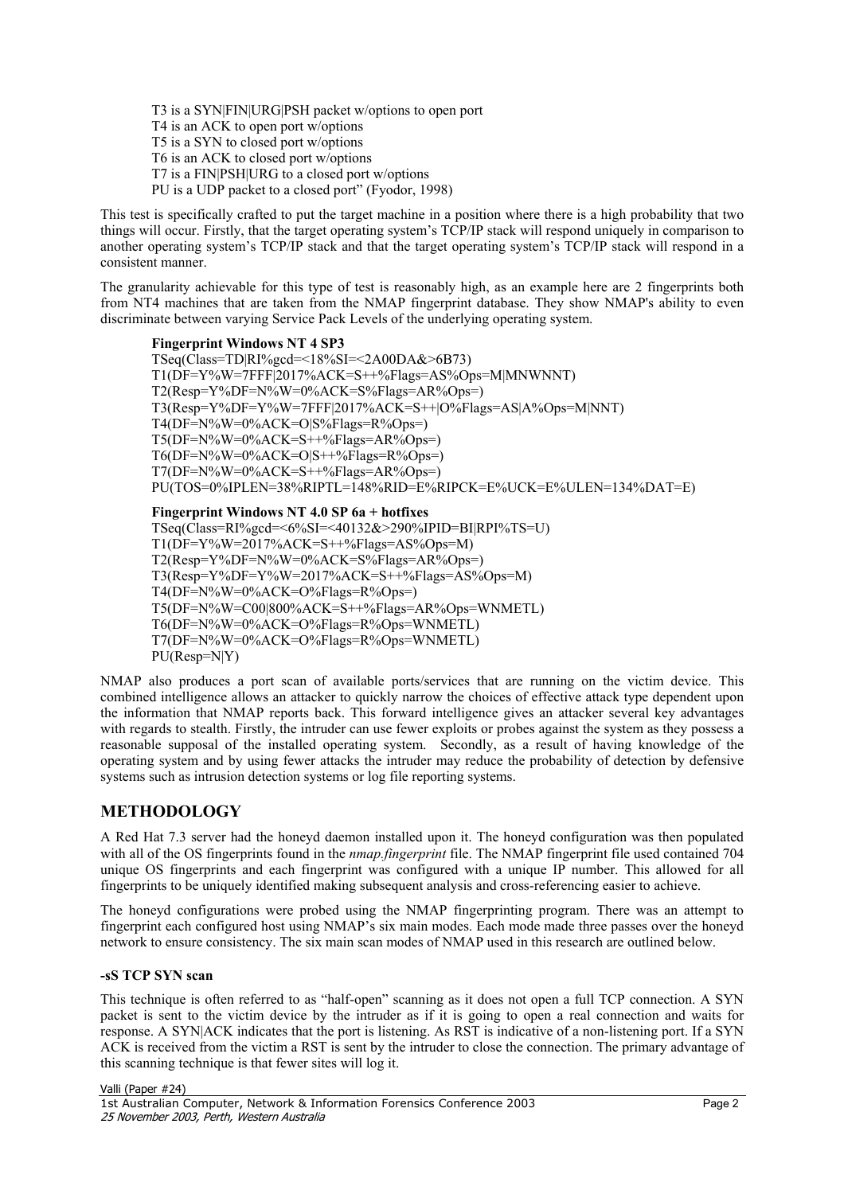T3 is a SYN|FIN|URG|PSH packet w/options to open port
T4 is an ACK to open port w/options
T5 is a SYN to closed port w/options
T6 is an ACK to closed port w/options
T7 is a FIN|PSH|URG to a closed port w/options
PU is a UDP packet to a closed port" (Fyodor, 1998)

This test is specifically crafted to put the target machine in a position where there is a high probability that two things will occur. Firstly, that the target operating system's TCP/IP stack will respond uniquely in comparison to another operating system's TCP/IP stack and that the target operating system's TCP/IP stack will respond in a consistent manner.

The granularity achievable for this type of test is reasonably high, as an example here are 2 fingerprints both from NT4 machines that are taken from the NMAP fingerprint database. They show NMAP's ability to even discriminate between varying Service Pack Levels of the underlying operating system.

**Fingerprint Windows NT 4 SP3**

```
TSeq(Class=TD|RI%gcd=<18%SI=<2A00DA&>6B73)
T1(DF=Y%W=7FFF|2017%ACK=S++%Flags=AS%Ops=M|MNWNNT)
T2(Resp=Y%DF=N%W=0%ACK=S%Flags=AR%Ops=)
T3(Resp=Y%DF=Y%W=7FFF|2017%ACK=S++|O%Flags=AS|A%Ops=M|NNT)
T4(DF=N%W=0%ACK=O|S%Flags=R%Ops=)
T5(DF=N%W=0%ACK=S++%Flags=AR%Ops=)
T6(DF=N%W=0%ACK=O|S++%Flags=R%Ops=)
T7(DF=N%W=0%ACK=S++%Flags=AR%Ops=)
PU(TOS=0%IPLEN=38%RIPTL=148%RID=E%RIPCK=E%UCK=E%ULEN=134%DAT=E)
```

**Fingerprint Windows NT 4.0 SP 6a + hotfixes**

```
TSeq(Class=RI%gcd=<6%SI=<40132&>290%IPID=BI|RPI%TS=U)
T1(DF=Y%W=2017%ACK=S++%Flags=AS%Ops=M)
T2(Resp=Y%DF=N%W=0%ACK=S%Flags=AR%Ops=)
T3(Resp=Y%DF=Y%W=2017%ACK=S++%Flags=AS%Ops=M)
T4(DF=N%W=0%ACK=O%Flags=R%Ops=)
T5(DF=N%W=C00|800%ACK=S++%Flags=AR%Ops=WNMETL)
T6(DF=N%W=0%ACK=O%Flags=R%Ops=WNMETL)
T7(DF=N%W=0%ACK=O%Flags=R%Ops=WNMETL)
PU(Resp=N|Y)
```

NMAP also produces a port scan of available ports/services that are running on the victim device. This combined intelligence allows an attacker to quickly narrow the choices of effective attack type dependent upon the information that NMAP reports back. This forward intelligence gives an attacker several key advantages with regards to stealth. Firstly, the intruder can use fewer exploits or probes against the system as they possess a reasonable supposal of the installed operating system. Secondly, as a result of having knowledge of the operating system and by using fewer attacks the intruder may reduce the probability of detection by defensive systems such as intrusion detection systems or log file reporting systems.

## METHODOLOGY

A Red Hat 7.3 server had the honeyd daemon installed upon it. The honeyd configuration was then populated with all of the OS fingerprints found in the *nmap.fingerprint* file. The NMAP fingerprint file used contained 704 unique OS fingerprints and each fingerprint was configured with a unique IP number. This allowed for all fingerprints to be uniquely identified making subsequent analysis and cross-referencing easier to achieve.

The honeyd configurations were probed using the NMAP fingerprinting program. There was an attempt to fingerprint each configured host using NMAP's six main modes. Each mode made three passes over the honeyd network to ensure consistency. The six main scan modes of NMAP used in this research are outlined below.

#### -sS TCP SYN scan

This technique is often referred to as "half-open" scanning as it does not open a full TCP connection. A SYN packet is sent to the victim device by the intruder as if it is going to open a real connection and waits for response. A SYN|ACK indicates that the port is listening. As RST is indicative of a non-listening port. If a SYN ACK is received from the victim a RST is sent by the intruder to close the connection. The primary advantage of this scanning technique is that fewer sites will log it.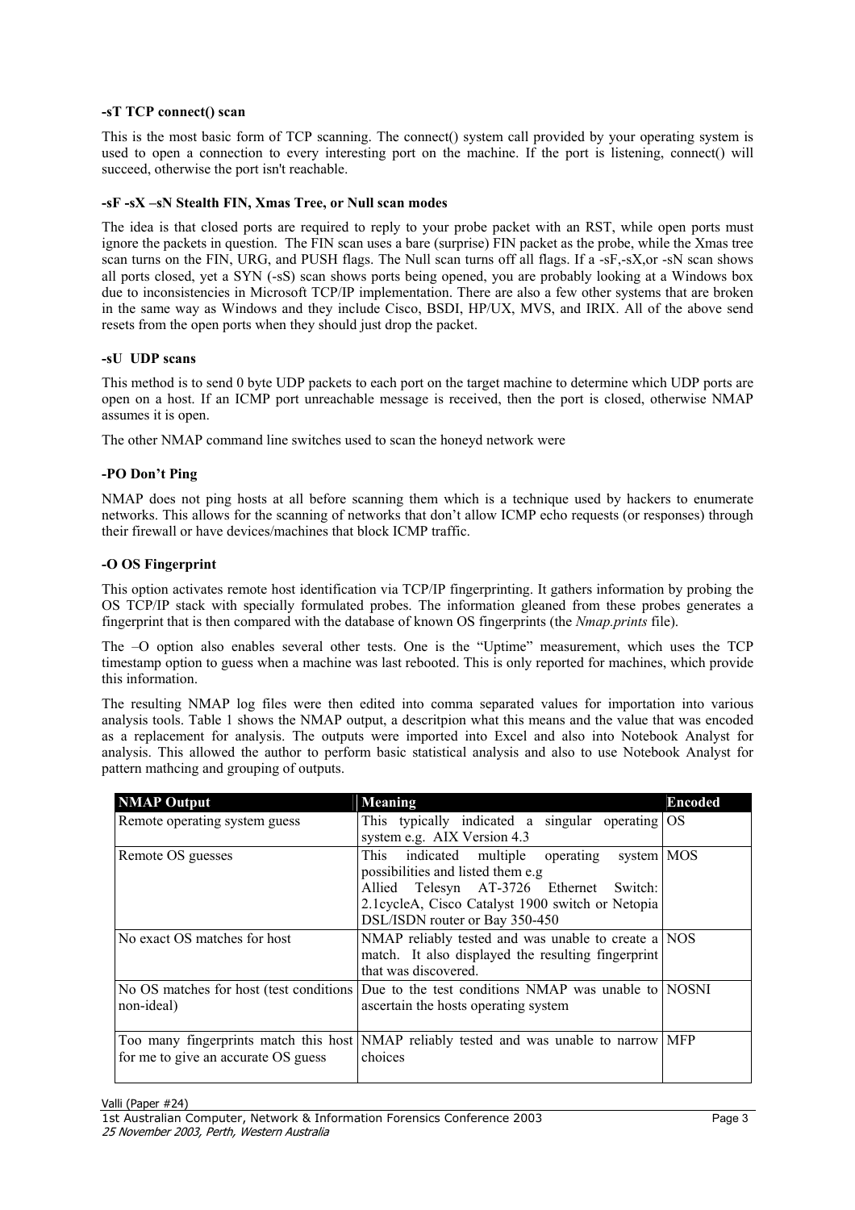**-sT TCP connect() scan**

This is the most basic form of TCP scanning. The connect() system call provided by your operating system is used to open a connection to every interesting port on the machine. If the port is listening, connect() will succeed, otherwise the port isn't reachable.

**-sF -sX –sN Stealth FIN, Xmas Tree, or Null scan modes**

The idea is that closed ports are required to reply to your probe packet with an RST, while open ports must ignore the packets in question. The FIN scan uses a bare (surprise) FIN packet as the probe, while the Xmas tree scan turns on the FIN, URG, and PUSH flags. The Null scan turns off all flags. If a -sF,-sX,or -sN scan shows all ports closed, yet a SYN (-sS) scan shows ports being opened, you are probably looking at a Windows box due to inconsistencies in Microsoft TCP/IP implementation. There are also a few other systems that are broken in the same way as Windows and they include Cisco, BSDI, HP/UX, MVS, and IRIX. All of the above send resets from the open ports when they should just drop the packet.

**-sU UDP scans**

This method is to send 0 byte UDP packets to each port on the target machine to determine which UDP ports are open on a host. If an ICMP port unreachable message is received, then the port is closed, otherwise NMAP assumes it is open.

The other NMAP command line switches used to scan the honeyd network were

**-PO Don't Ping**

NMAP does not ping hosts at all before scanning them which is a technique used by hackers to enumerate networks. This allows for the scanning of networks that don't allow ICMP echo requests (or responses) through their firewall or have devices/machines that block ICMP traffic.

**-O OS Fingerprint**

This option activates remote host identification via TCP/IP fingerprinting. It gathers information by probing the OS TCP/IP stack with specially formulated probes. The information gleaned from these probes generates a fingerprint that is then compared with the database of known OS fingerprints (the *Nmap.prints* file).

The –O option also enables several other tests. One is the "Uptime" measurement, which uses the TCP timestamp option to guess when a machine was last rebooted. This is only reported for machines, which provide this information.

The resulting NMAP log files were then edited into comma separated values for importation into various analysis tools. Table 1 shows the NMAP output, a descritpion what this means and the value that was encoded as a replacement for analysis. The outputs were imported into Excel and also into Notebook Analyst for analysis. This allowed the author to perform basic statistical analysis and also to use Notebook Analyst for pattern mathcing and grouping of outputs.

| NMAP Output | Meaning | Encoded |
|---|---|---|
| Remote operating system guess | This typically indicated a singular operating system e.g. AIX Version 4.3 | OS |
| Remote OS guesses | This indicated multiple operating system possibilities and listed them e.g Allied Telesyn AT-3726 Ethernet Switch: 2.1cycleA, Cisco Catalyst 1900 switch or Netopia DSL/ISDN router or Bay 350-450 | MOS |
| No exact OS matches for host | NMAP reliably tested and was unable to create a match. It also displayed the resulting fingerprint that was discovered. | NOS |
| No OS matches for host (test conditions non-ideal) | Due to the test conditions NMAP was unable to ascertain the hosts operating system | NOSNI |
| Too many fingerprints match this host for me to give an accurate OS guess | NMAP reliably tested and was unable to narrow choices | MFP |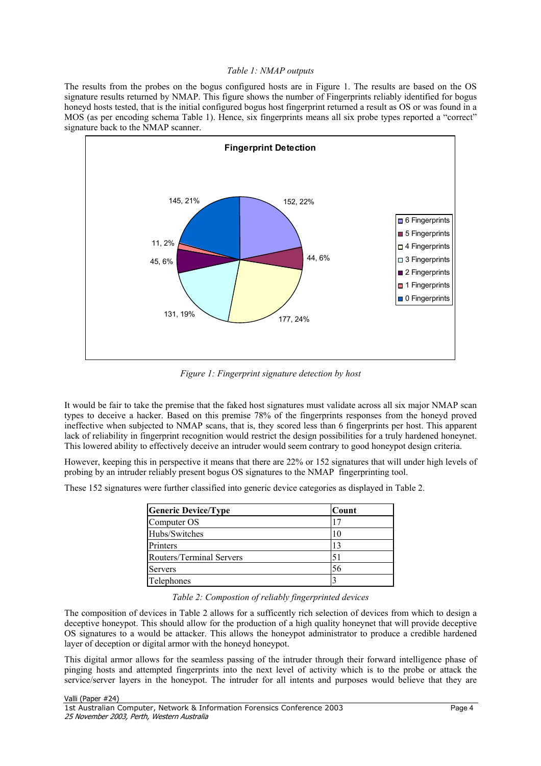*Table 1: NMAP outputs*

The results from the probes on the bogus configured hosts are in Figure 1. The results are based on the OS signature results returned by NMAP. This figure shows the number of Fingerprints reliably identified for bogus honeyd hosts tested, that is the initial configured bogus host fingerprint returned a result as OS or was found in a MOS (as per encoding schema Table 1). Hence, six fingerprints means all six probe types reported a "correct" signature back to the NMAP scanner.

*Figure 1: Fingerprint signature detection by host*

It would be fair to take the premise that the faked host signatures must validate across all six major NMAP scan types to deceive a hacker. Based on this premise 78% of the fingerprints responses from the honeyd proved ineffective when subjected to NMAP scans, that is, they scored less than 6 fingerprints per host. This apparent lack of reliability in fingerprint recognition would restrict the design possibilities for a truly hardened honeynet. This lowered ability to effectively deceive an intruder would seem contrary to good honeypot design criteria.

However, keeping this in perspective it means that there are 22% or 152 signatures that will under high levels of probing by an intruder reliably present bogus OS signatures to the NMAP fingerprinting tool.

These 152 signatures were further classified into generic device categories as displayed in Table 2.

| Generic Device/Type | Count |
|---|---|
| Computer OS | 17 |
| Hubs/Switches | 10 |
| Printers | 13 |
| Routers/Terminal Servers | 51 |
| Servers | 56 |
| Telephones | 3 |

*Table 2: Compostion of reliably fingerprinted devices*

The composition of devices in Table 2 allows for a sufficently rich selection of devices from which to design a deceptive honeypot. This should allow for the production of a high quality honeynet that will provide deceptive OS signatures to a would be attacker. This allows the honeypot administrator to produce a credible hardened layer of deception or digital armor with the honeyd honeypot.

This digital armor allows for the seamless passing of the intruder through their forward intelligence phase of pinging hosts and attempted fingerprints into the next level of activity which is to the probe or attack the service/server layers in the honeypot. The intruder for all intents and purposes would believe that they are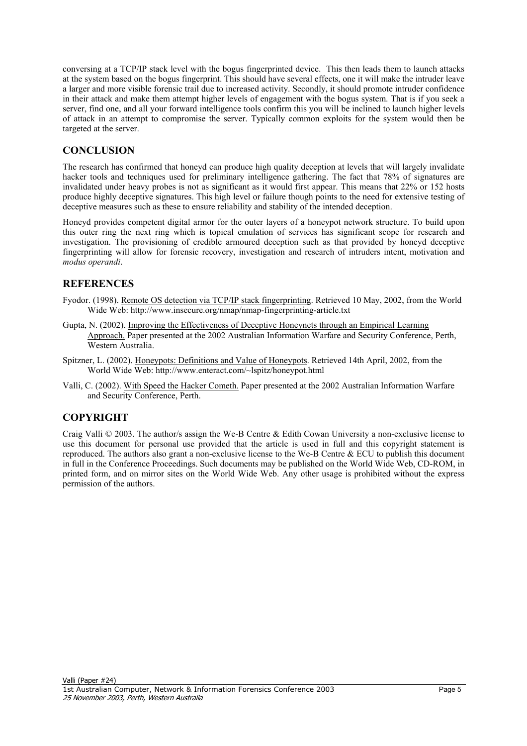conversing at a TCP/IP stack level with the bogus fingerprinted device. This then leads them to launch attacks at the system based on the bogus fingerprint. This should have several effects, one it will make the intruder leave a larger and more visible forensic trail due to increased activity. Secondly, it should promote intruder confidence in their attack and make them attempt higher levels of engagement with the bogus system. That is if you seek a server, find one, and all your forward intelligence tools confirm this you will be inclined to launch higher levels of attack in an attempt to compromise the server. Typically common exploits for the system would then be targeted at the server.

## CONCLUSION

The research has confirmed that honeyd can produce high quality deception at levels that will largely invalidate hacker tools and techniques used for preliminary intelligence gathering. The fact that 78% of signatures are invalidated under heavy probes is not as significant as it would first appear. This means that 22% or 152 hosts produce highly deceptive signatures. This high level or failure though points to the need for extensive testing of deceptive measures such as these to ensure reliability and stability of the intended deception.

Honeyd provides competent digital armor for the outer layers of a honeypot network structure. To build upon this outer ring the next ring which is topical emulation of services has significant scope for research and investigation. The provisioning of credible armoured deception such as that provided by honeyd deceptive fingerprinting will allow for forensic recovery, investigation and research of intruders intent, motivation and *modus operandi*.

## REFERENCES

Fyodor. (1998). Remote OS detection via TCP/IP stack fingerprinting. Retrieved 10 May, 2002, from the World Wide Web: http://www.insecure.org/nmap/nmap-fingerprinting-article.txt

Gupta, N. (2002). Improving the Effectiveness of Deceptive Honeynets through an Empirical Learning Approach. Paper presented at the 2002 Australian Information Warfare and Security Conference, Perth, Western Australia.

Spitzner, L. (2002). Honeypots: Definitions and Value of Honeypots. Retrieved 14th April, 2002, from the World Wide Web: http://www.enteract.com/~lspitz/honeypot.html

Valli, C. (2002). With Speed the Hacker Cometh. Paper presented at the 2002 Australian Information Warfare and Security Conference, Perth.

## COPYRIGHT

Craig Valli © 2003. The author/s assign the We-B Centre & Edith Cowan University a non-exclusive license to use this document for personal use provided that the article is used in full and this copyright statement is reproduced. The authors also grant a non-exclusive license to the We-B Centre & ECU to publish this document in full in the Conference Proceedings. Such documents may be published on the World Wide Web, CD-ROM, in printed form, and on mirror sites on the World Wide Web. Any other usage is prohibited without the express permission of the authors.